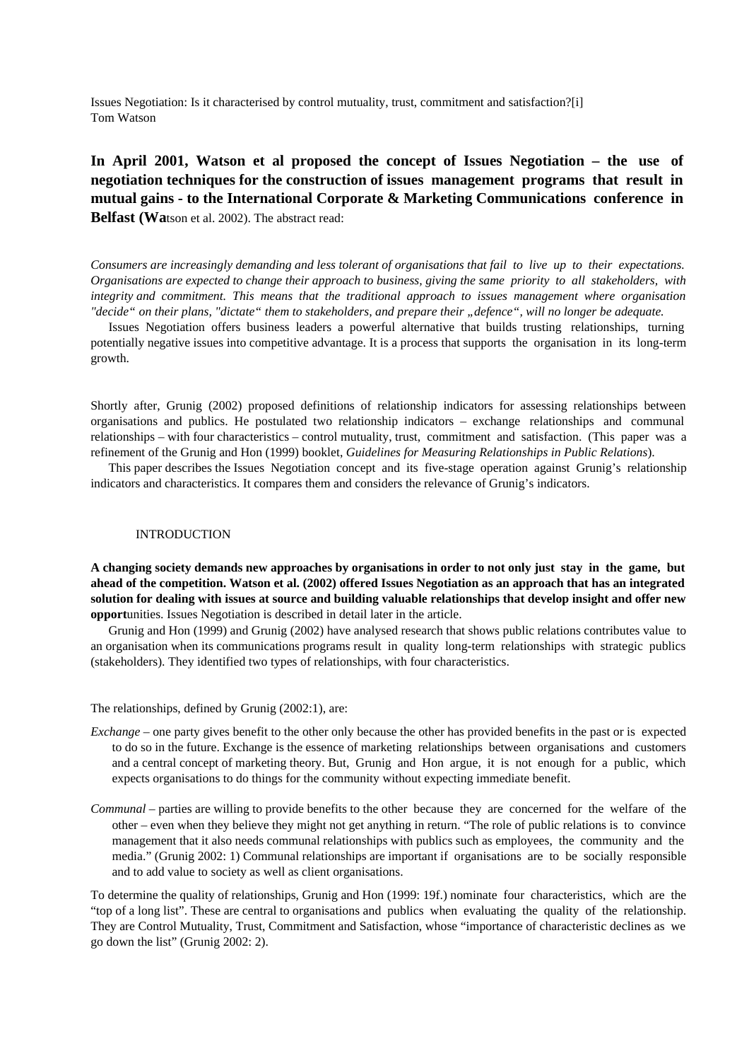Issues Negotiation: Is it characterised by control mutuality, trust, commitment and satisfaction?[i]
Tom Watson

**In April 2001, Watson et al proposed the concept of Issues Negotiation – the use of negotiation techniques for the construction of issues management programs that result in mutual gains - to the International Corporate & Marketing Communications conference in Belfast (Wa**tson et al. 2002). The abstract read:

*Consumers are increasingly demanding and less tolerant of organisations that fail to live up to their expectations. Organisations are expected to change their approach to business, giving the same priority to all stakeholders, with integrity and commitment. This means that the traditional approach to issues management where organisation "decide" on their plans, "dictate" them to stakeholders, and prepare their „defence", will no longer be adequate.*

Issues Negotiation offers business leaders a powerful alternative that builds trusting relationships, turning potentially negative issues into competitive advantage. It is a process that supports the organisation in its long-term growth.

Shortly after, Grunig (2002) proposed definitions of relationship indicators for assessing relationships between organisations and publics. He postulated two relationship indicators – exchange relationships and communal relationships – with four characteristics – control mutuality, trust, commitment and satisfaction. (This paper was a refinement of the Grunig and Hon (1999) booklet, *Guidelines for Measuring Relationships in Public Relations*).

This paper describes the Issues Negotiation concept and its five-stage operation against Grunig's relationship indicators and characteristics. It compares them and considers the relevance of Grunig's indicators.

## INTRODUCTION

**A changing society demands new approaches by organisations in order to not only just stay in the game, but ahead of the competition. Watson et al. (2002) offered Issues Negotiation as an approach that has an integrated solution for dealing with issues at source and building valuable relationships that develop insight and offer new opport**unities. Issues Negotiation is described in detail later in the article.

Grunig and Hon (1999) and Grunig (2002) have analysed research that shows public relations contributes value to an organisation when its communications programs result in quality long-term relationships with strategic publics (stakeholders). They identified two types of relationships, with four characteristics.

The relationships, defined by Grunig (2002:1), are:

*Exchange* – one party gives benefit to the other only because the other has provided benefits in the past or is expected to do so in the future. Exchange is the essence of marketing relationships between organisations and customers and a central concept of marketing theory. But, Grunig and Hon argue, it is not enough for a public, which expects organisations to do things for the community without expecting immediate benefit.

*Communal* – parties are willing to provide benefits to the other because they are concerned for the welfare of the other – even when they believe they might not get anything in return. "The role of public relations is to convince management that it also needs communal relationships with publics such as employees, the community and the media." (Grunig 2002: 1) Communal relationships are important if organisations are to be socially responsible and to add value to society as well as client organisations.

To determine the quality of relationships, Grunig and Hon (1999: 19f.) nominate four characteristics, which are the "top of a long list". These are central to organisations and publics when evaluating the quality of the relationship. They are Control Mutuality, Trust, Commitment and Satisfaction, whose "importance of characteristic declines as we go down the list" (Grunig 2002: 2).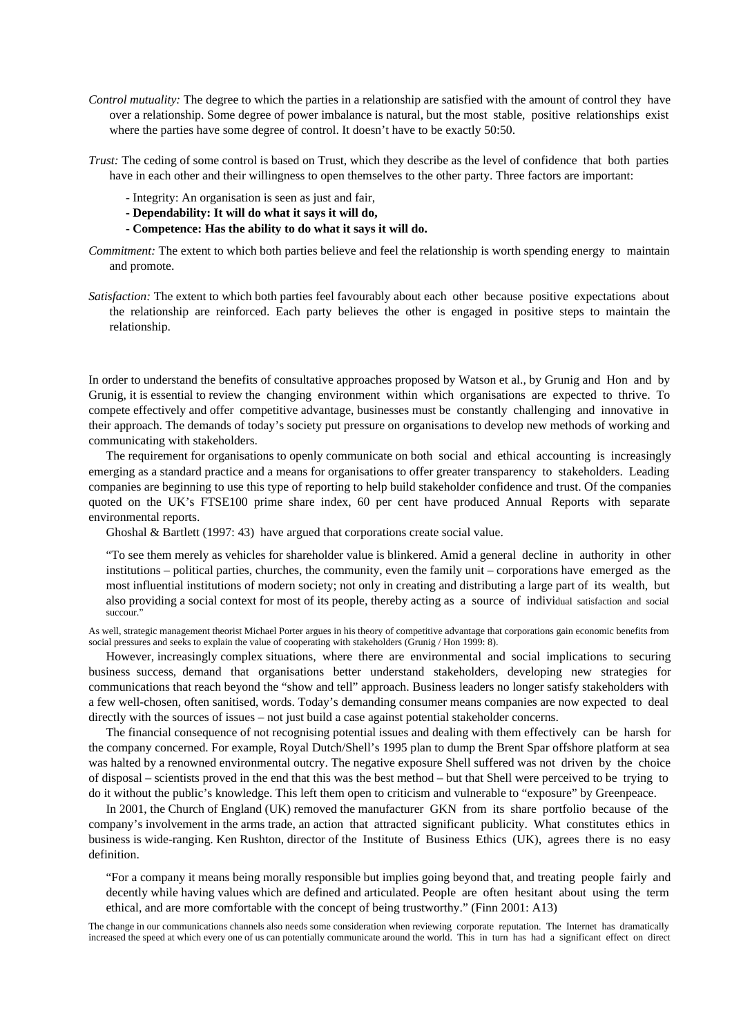*Control mutuality:* The degree to which the parties in a relationship are satisfied with the amount of control they have over a relationship. Some degree of power imbalance is natural, but the most stable, positive relationships exist where the parties have some degree of control. It doesn't have to be exactly 50:50.

*Trust:* The ceding of some control is based on Trust, which they describe as the level of confidence that both parties have in each other and their willingness to open themselves to the other party. Three factors are important:

- Integrity: An organisation is seen as just and fair,
- **Dependability: It will do what it says it will do,**
- **Competence: Has the ability to do what it says it will do.**

*Commitment:* The extent to which both parties believe and feel the relationship is worth spending energy to maintain and promote.

*Satisfaction:* The extent to which both parties feel favourably about each other because positive expectations about the relationship are reinforced. Each party believes the other is engaged in positive steps to maintain the relationship.

In order to understand the benefits of consultative approaches proposed by Watson et al., by Grunig and Hon and by Grunig, it is essential to review the changing environment within which organisations are expected to thrive. To compete effectively and offer competitive advantage, businesses must be constantly challenging and innovative in their approach. The demands of today's society put pressure on organisations to develop new methods of working and communicating with stakeholders.

The requirement for organisations to openly communicate on both social and ethical accounting is increasingly emerging as a standard practice and a means for organisations to offer greater transparency to stakeholders. Leading companies are beginning to use this type of reporting to help build stakeholder confidence and trust. Of the companies quoted on the UK's FTSE100 prime share index, 60 per cent have produced Annual Reports with separate environmental reports.

Ghoshal & Bartlett (1997: 43) have argued that corporations create social value.

> "To see them merely as vehicles for shareholder value is blinkered. Amid a general decline in authority in other institutions – political parties, churches, the community, even the family unit – corporations have emerged as the most influential institutions of modern society; not only in creating and distributing a large part of its wealth, but also providing a social context for most of its people, thereby acting as a source of individual satisfaction and social succour."

As well, strategic management theorist Michael Porter argues in his theory of competitive advantage that corporations gain economic benefits from social pressures and seeks to explain the value of cooperating with stakeholders (Grunig / Hon 1999: 8).

However, increasingly complex situations, where there are environmental and social implications to securing business success, demand that organisations better understand stakeholders, developing new strategies for communications that reach beyond the "show and tell" approach. Business leaders no longer satisfy stakeholders with a few well-chosen, often sanitised, words. Today's demanding consumer means companies are now expected to deal directly with the sources of issues – not just build a case against potential stakeholder concerns.

The financial consequence of not recognising potential issues and dealing with them effectively can be harsh for the company concerned. For example, Royal Dutch/Shell's 1995 plan to dump the Brent Spar offshore platform at sea was halted by a renowned environmental outcry. The negative exposure Shell suffered was not driven by the choice of disposal – scientists proved in the end that this was the best method – but that Shell were perceived to be trying to do it without the public's knowledge. This left them open to criticism and vulnerable to "exposure" by Greenpeace.

In 2001, the Church of England (UK) removed the manufacturer GKN from its share portfolio because of the company's involvement in the arms trade, an action that attracted significant publicity. What constitutes ethics in business is wide-ranging. Ken Rushton, director of the Institute of Business Ethics (UK), agrees there is no easy definition.

> "For a company it means being morally responsible but implies going beyond that, and treating people fairly and decently while having values which are defined and articulated. People are often hesitant about using the term ethical, and are more comfortable with the concept of being trustworthy." (Finn 2001: A13)

The change in our communications channels also needs some consideration when reviewing corporate reputation. The Internet has dramatically increased the speed at which every one of us can potentially communicate around the world. This in turn has had a significant effect on direct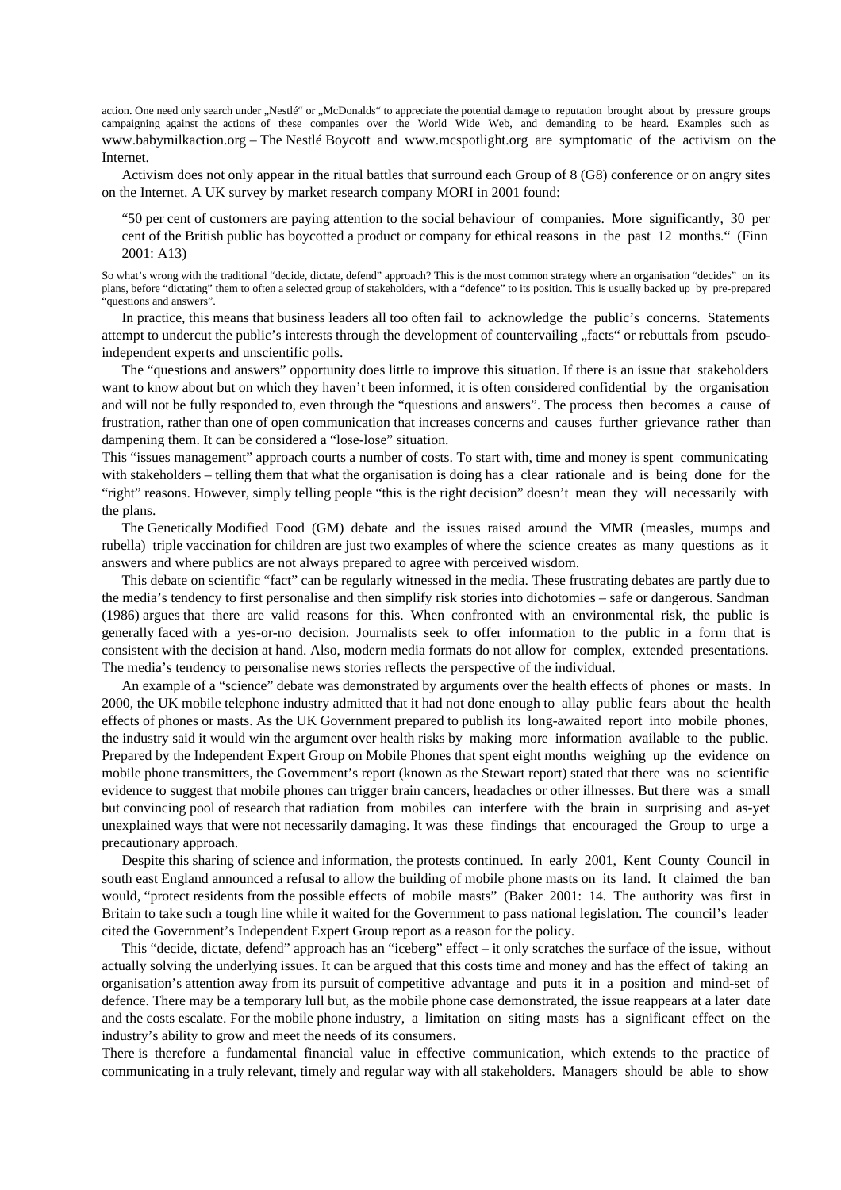action. One need only search under „Nestlé" or „McDonalds" to appreciate the potential damage to reputation brought about by pressure groups campaigning against the actions of these companies over the World Wide Web, and demanding to be heard. Examples such as www.babymilkaction.org – The Nestlé Boycott and www.mcspotlight.org are symptomatic of the activism on the Internet.

Activism does not only appear in the ritual battles that surround each Group of 8 (G8) conference or on angry sites on the Internet. A UK survey by market research company MORI in 2001 found:

> "50 per cent of customers are paying attention to the social behaviour of companies. More significantly, 30 per cent of the British public has boycotted a product or company for ethical reasons in the past 12 months." (Finn 2001: A13)

So what's wrong with the traditional "decide, dictate, defend" approach? This is the most common strategy where an organisation "decides" on its plans, before "dictating" them to often a selected group of stakeholders, with a "defence" to its position. This is usually backed up by pre-prepared "questions and answers".

In practice, this means that business leaders all too often fail to acknowledge the public's concerns. Statements attempt to undercut the public's interests through the development of countervailing „facts" or rebuttals from pseudo-independent experts and unscientific polls.

The "questions and answers" opportunity does little to improve this situation. If there is an issue that stakeholders want to know about but on which they haven't been informed, it is often considered confidential by the organisation and will not be fully responded to, even through the "questions and answers". The process then becomes a cause of frustration, rather than one of open communication that increases concerns and causes further grievance rather than dampening them. It can be considered a "lose-lose" situation.

This "issues management" approach courts a number of costs. To start with, time and money is spent communicating with stakeholders – telling them that what the organisation is doing has a clear rationale and is being done for the "right" reasons. However, simply telling people "this is the right decision" doesn't mean they will necessarily with the plans.

The Genetically Modified Food (GM) debate and the issues raised around the MMR (measles, mumps and rubella) triple vaccination for children are just two examples of where the science creates as many questions as it answers and where publics are not always prepared to agree with perceived wisdom.

This debate on scientific "fact" can be regularly witnessed in the media. These frustrating debates are partly due to the media's tendency to first personalise and then simplify risk stories into dichotomies – safe or dangerous. Sandman (1986) argues that there are valid reasons for this. When confronted with an environmental risk, the public is generally faced with a yes-or-no decision. Journalists seek to offer information to the public in a form that is consistent with the decision at hand. Also, modern media formats do not allow for complex, extended presentations. The media's tendency to personalise news stories reflects the perspective of the individual.

An example of a "science" debate was demonstrated by arguments over the health effects of phones or masts. In 2000, the UK mobile telephone industry admitted that it had not done enough to allay public fears about the health effects of phones or masts. As the UK Government prepared to publish its long-awaited report into mobile phones, the industry said it would win the argument over health risks by making more information available to the public. Prepared by the Independent Expert Group on Mobile Phones that spent eight months weighing up the evidence on mobile phone transmitters, the Government's report (known as the Stewart report) stated that there was no scientific evidence to suggest that mobile phones can trigger brain cancers, headaches or other illnesses. But there was a small but convincing pool of research that radiation from mobiles can interfere with the brain in surprising and as-yet unexplained ways that were not necessarily damaging. It was these findings that encouraged the Group to urge a precautionary approach.

Despite this sharing of science and information, the protests continued. In early 2001, Kent County Council in south east England announced a refusal to allow the building of mobile phone masts on its land. It claimed the ban would, "protect residents from the possible effects of mobile masts" (Baker 2001: 14. The authority was first in Britain to take such a tough line while it waited for the Government to pass national legislation. The council's leader cited the Government's Independent Expert Group report as a reason for the policy.

This "decide, dictate, defend" approach has an "iceberg" effect – it only scratches the surface of the issue, without actually solving the underlying issues. It can be argued that this costs time and money and has the effect of taking an organisation's attention away from its pursuit of competitive advantage and puts it in a position and mind-set of defence. There may be a temporary lull but, as the mobile phone case demonstrated, the issue reappears at a later date and the costs escalate. For the mobile phone industry, a limitation on siting masts has a significant effect on the industry's ability to grow and meet the needs of its consumers.

There is therefore a fundamental financial value in effective communication, which extends to the practice of communicating in a truly relevant, timely and regular way with all stakeholders. Managers should be able to show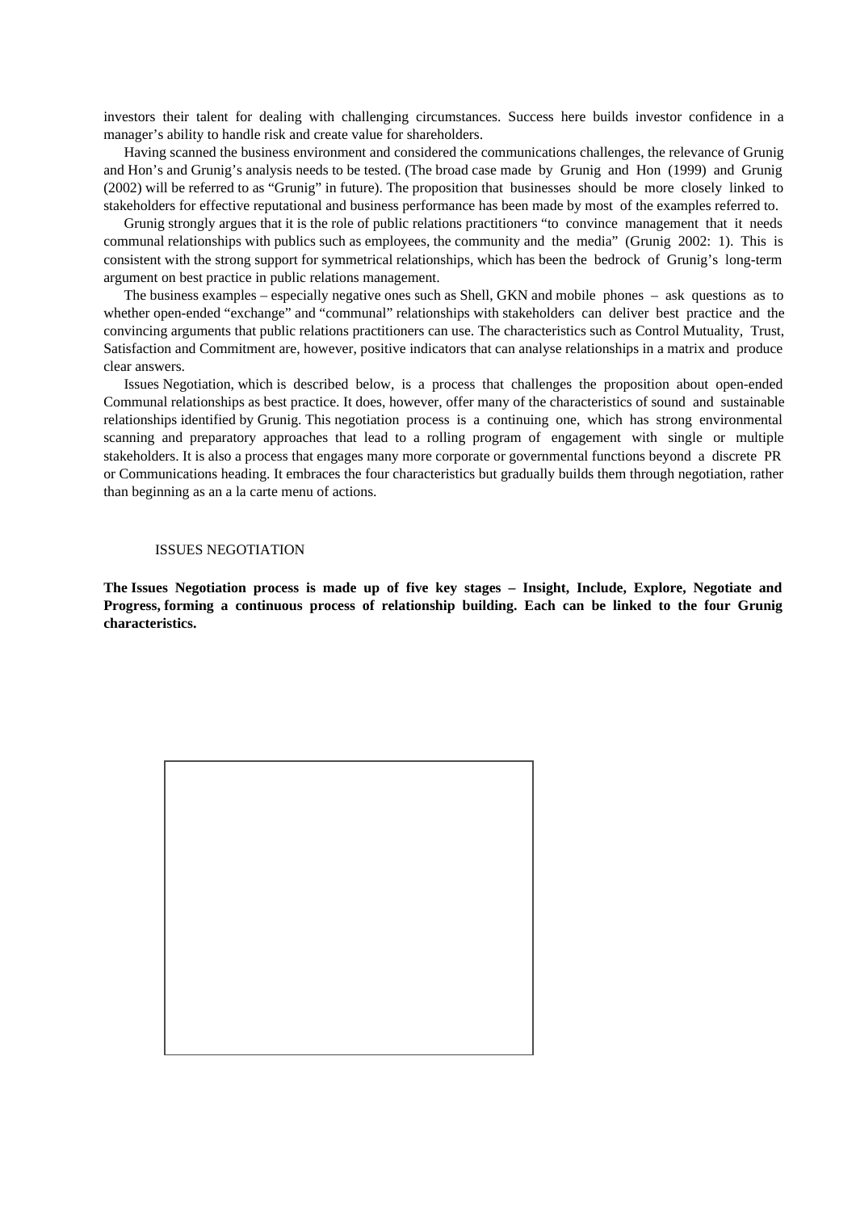investors their talent for dealing with challenging circumstances. Success here builds investor confidence in a manager's ability to handle risk and create value for shareholders.

Having scanned the business environment and considered the communications challenges, the relevance of Grunig and Hon's and Grunig's analysis needs to be tested. (The broad case made by Grunig and Hon (1999) and Grunig (2002) will be referred to as "Grunig" in future). The proposition that businesses should be more closely linked to stakeholders for effective reputational and business performance has been made by most of the examples referred to.

Grunig strongly argues that it is the role of public relations practitioners "to convince management that it needs communal relationships with publics such as employees, the community and the media" (Grunig 2002: 1). This is consistent with the strong support for symmetrical relationships, which has been the bedrock of Grunig's long-term argument on best practice in public relations management.

The business examples – especially negative ones such as Shell, GKN and mobile phones – ask questions as to whether open-ended "exchange" and "communal" relationships with stakeholders can deliver best practice and the convincing arguments that public relations practitioners can use. The characteristics such as Control Mutuality, Trust, Satisfaction and Commitment are, however, positive indicators that can analyse relationships in a matrix and produce clear answers.

Issues Negotiation, which is described below, is a process that challenges the proposition about open-ended Communal relationships as best practice. It does, however, offer many of the characteristics of sound and sustainable relationships identified by Grunig. This negotiation process is a continuing one, which has strong environmental scanning and preparatory approaches that lead to a rolling program of engagement with single or multiple stakeholders. It is also a process that engages many more corporate or governmental functions beyond a discrete PR or Communications heading. It embraces the four characteristics but gradually builds them through negotiation, rather than beginning as an a la carte menu of actions.

## ISSUES NEGOTIATION

**The Issues Negotiation process is made up of five key stages – Insight, Include, Explore, Negotiate and Progress, forming a continuous process of relationship building. Each can be linked to the four Grunig characteristics.**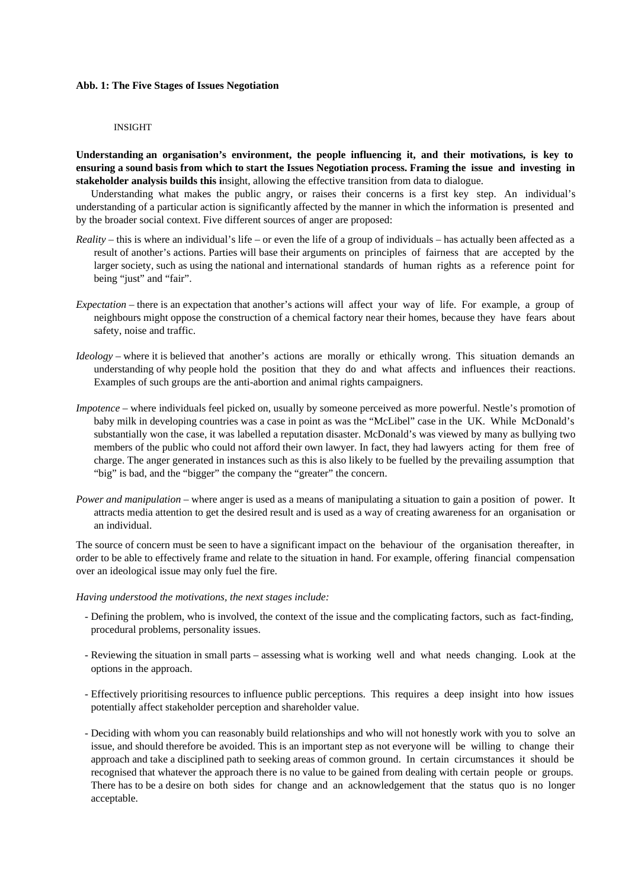**Abb. 1: The Five Stages of Issues Negotiation**

INSIGHT

**Understanding an organisation's environment, the people influencing it, and their motivations, is key to ensuring a sound basis from which to start the Issues Negotiation process. Framing the issue and investing in stakeholder analysis builds this i**nsight, allowing the effective transition from data to dialogue.

Understanding what makes the public angry, or raises their concerns is a first key step. An individual's understanding of a particular action is significantly affected by the manner in which the information is presented and by the broader social context. Five different sources of anger are proposed:

*Reality* – this is where an individual's life – or even the life of a group of individuals – has actually been affected as a result of another's actions. Parties will base their arguments on principles of fairness that are accepted by the larger society, such as using the national and international standards of human rights as a reference point for being "just" and "fair".

*Expectation* – there is an expectation that another's actions will affect your way of life. For example, a group of neighbours might oppose the construction of a chemical factory near their homes, because they have fears about safety, noise and traffic.

*Ideology* – where it is believed that another's actions are morally or ethically wrong. This situation demands an understanding of why people hold the position that they do and what affects and influences their reactions. Examples of such groups are the anti-abortion and animal rights campaigners.

*Impotence* – where individuals feel picked on, usually by someone perceived as more powerful. Nestle's promotion of baby milk in developing countries was a case in point as was the "McLibel" case in the UK. While McDonald's substantially won the case, it was labelled a reputation disaster. McDonald's was viewed by many as bullying two members of the public who could not afford their own lawyer. In fact, they had lawyers acting for them free of charge. The anger generated in instances such as this is also likely to be fuelled by the prevailing assumption that "big" is bad, and the "bigger" the company the "greater" the concern.

*Power and manipulation* – where anger is used as a means of manipulating a situation to gain a position of power. It attracts media attention to get the desired result and is used as a way of creating awareness for an organisation or an individual.

The source of concern must be seen to have a significant impact on the behaviour of the organisation thereafter, in order to be able to effectively frame and relate to the situation in hand. For example, offering financial compensation over an ideological issue may only fuel the fire.

*Having understood the motivations, the next stages include:*

- Defining the problem, who is involved, the context of the issue and the complicating factors, such as fact-finding, procedural problems, personality issues.
- Reviewing the situation in small parts – assessing what is working well and what needs changing. Look at the options in the approach.
- Effectively prioritising resources to influence public perceptions. This requires a deep insight into how issues potentially affect stakeholder perception and shareholder value.
- Deciding with whom you can reasonably build relationships and who will not honestly work with you to solve an issue, and should therefore be avoided. This is an important step as not everyone will be willing to change their approach and take a disciplined path to seeking areas of common ground. In certain circumstances it should be recognised that whatever the approach there is no value to be gained from dealing with certain people or groups. There has to be a desire on both sides for change and an acknowledgement that the status quo is no longer acceptable.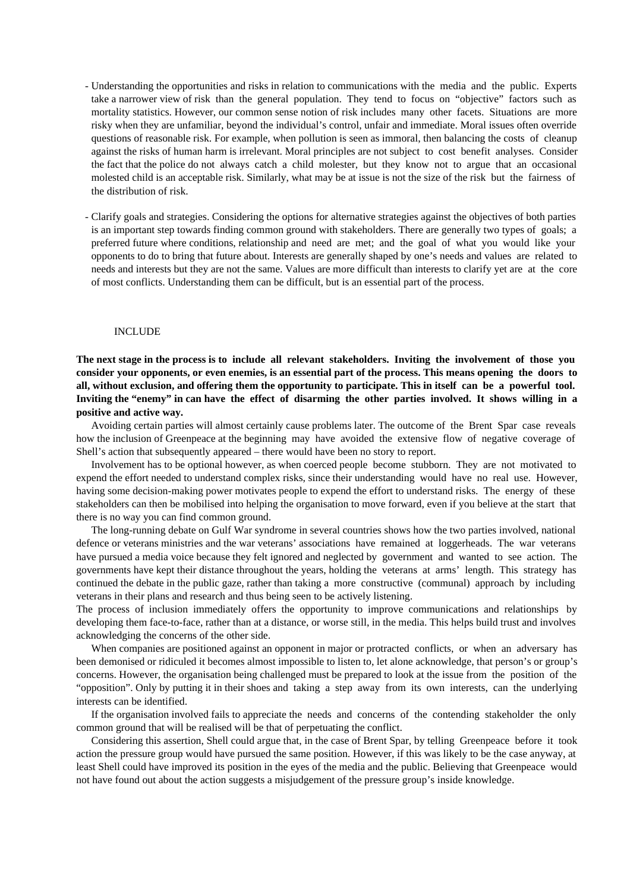- Understanding the opportunities and risks in relation to communications with the media and the public. Experts take a narrower view of risk than the general population. They tend to focus on "objective" factors such as mortality statistics. However, our common sense notion of risk includes many other facets. Situations are more risky when they are unfamiliar, beyond the individual's control, unfair and immediate. Moral issues often override questions of reasonable risk. For example, when pollution is seen as immoral, then balancing the costs of cleanup against the risks of human harm is irrelevant. Moral principles are not subject to cost benefit analyses. Consider the fact that the police do not always catch a child molester, but they know not to argue that an occasional molested child is an acceptable risk. Similarly, what may be at issue is not the size of the risk but the fairness of the distribution of risk.

- Clarify goals and strategies. Considering the options for alternative strategies against the objectives of both parties is an important step towards finding common ground with stakeholders. There are generally two types of goals; a preferred future where conditions, relationship and need are met; and the goal of what you would like your opponents to do to bring that future about. Interests are generally shaped by one's needs and values are related to needs and interests but they are not the same. Values are more difficult than interests to clarify yet are at the core of most conflicts. Understanding them can be difficult, but is an essential part of the process.

INCLUDE

**The next stage in the process is to include all relevant stakeholders. Inviting the involvement of those you consider your opponents, or even enemies, is an essential part of the process. This means opening the doors to all, without exclusion, and offering them the opportunity to participate. This in itself can be a powerful tool. Inviting the "enemy" in can have the effect of disarming the other parties involved. It shows willing in a positive and active way.**

Avoiding certain parties will almost certainly cause problems later. The outcome of the Brent Spar case reveals how the inclusion of Greenpeace at the beginning may have avoided the extensive flow of negative coverage of Shell's action that subsequently appeared – there would have been no story to report.

Involvement has to be optional however, as when coerced people become stubborn. They are not motivated to expend the effort needed to understand complex risks, since their understanding would have no real use. However, having some decision-making power motivates people to expend the effort to understand risks. The energy of these stakeholders can then be mobilised into helping the organisation to move forward, even if you believe at the start that there is no way you can find common ground.

The long-running debate on Gulf War syndrome in several countries shows how the two parties involved, national defence or veterans ministries and the war veterans' associations have remained at loggerheads. The war veterans have pursued a media voice because they felt ignored and neglected by government and wanted to see action. The governments have kept their distance throughout the years, holding the veterans at arms' length. This strategy has continued the debate in the public gaze, rather than taking a more constructive (communal) approach by including veterans in their plans and research and thus being seen to be actively listening.

The process of inclusion immediately offers the opportunity to improve communications and relationships by developing them face-to-face, rather than at a distance, or worse still, in the media. This helps build trust and involves acknowledging the concerns of the other side.

When companies are positioned against an opponent in major or protracted conflicts, or when an adversary has been demonised or ridiculed it becomes almost impossible to listen to, let alone acknowledge, that person's or group's concerns. However, the organisation being challenged must be prepared to look at the issue from the position of the "opposition". Only by putting it in their shoes and taking a step away from its own interests, can the underlying interests can be identified.

If the organisation involved fails to appreciate the needs and concerns of the contending stakeholder the only common ground that will be realised will be that of perpetuating the conflict.

Considering this assertion, Shell could argue that, in the case of Brent Spar, by telling Greenpeace before it took action the pressure group would have pursued the same position. However, if this was likely to be the case anyway, at least Shell could have improved its position in the eyes of the media and the public. Believing that Greenpeace would not have found out about the action suggests a misjudgement of the pressure group's inside knowledge.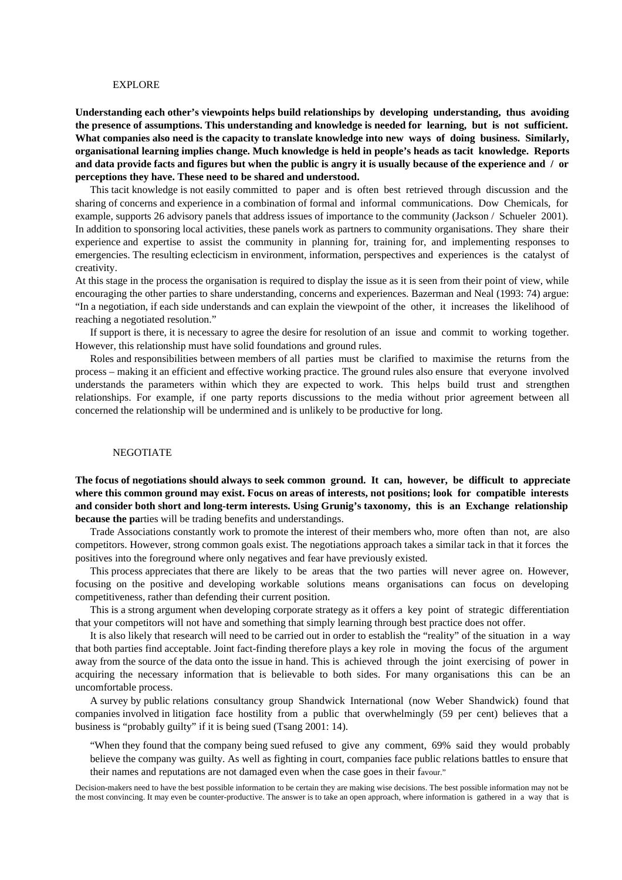## EXPLORE

**Understanding each other's viewpoints helps build relationships by developing understanding, thus avoiding the presence of assumptions. This understanding and knowledge is needed for learning, but is not sufficient. What companies also need is the capacity to translate knowledge into new ways of doing business. Similarly, organisational learning implies change. Much knowledge is held in people's heads as tacit knowledge. Reports and data provide facts and figures but when the public is angry it is usually because of the experience and / or perceptions they have. These need to be shared and understood.**

This tacit knowledge is not easily committed to paper and is often best retrieved through discussion and the sharing of concerns and experience in a combination of formal and informal communications. Dow Chemicals, for example, supports 26 advisory panels that address issues of importance to the community (Jackson / Schueler 2001). In addition to sponsoring local activities, these panels work as partners to community organisations. They share their experience and expertise to assist the community in planning for, training for, and implementing responses to emergencies. The resulting eclecticism in environment, information, perspectives and experiences is the catalyst of creativity.

At this stage in the process the organisation is required to display the issue as it is seen from their point of view, while encouraging the other parties to share understanding, concerns and experiences. Bazerman and Neal (1993: 74) argue: "In a negotiation, if each side understands and can explain the viewpoint of the other, it increases the likelihood of reaching a negotiated resolution."

If support is there, it is necessary to agree the desire for resolution of an issue and commit to working together. However, this relationship must have solid foundations and ground rules.

Roles and responsibilities between members of all parties must be clarified to maximise the returns from the process – making it an efficient and effective working practice. The ground rules also ensure that everyone involved understands the parameters within which they are expected to work. This helps build trust and strengthen relationships. For example, if one party reports discussions to the media without prior agreement between all concerned the relationship will be undermined and is unlikely to be productive for long.

## NEGOTIATE

**The focus of negotiations should always to seek common ground. It can, however, be difficult to appreciate where this common ground may exist. Focus on areas of interests, not positions; look for compatible interests and consider both short and long-term interests. Using Grunig's taxonomy, this is an Exchange relationship because the pa**rties will be trading benefits and understandings.

Trade Associations constantly work to promote the interest of their members who, more often than not, are also competitors. However, strong common goals exist. The negotiations approach takes a similar tack in that it forces the positives into the foreground where only negatives and fear have previously existed.

This process appreciates that there are likely to be areas that the two parties will never agree on. However, focusing on the positive and developing workable solutions means organisations can focus on developing competitiveness, rather than defending their current position.

This is a strong argument when developing corporate strategy as it offers a key point of strategic differentiation that your competitors will not have and something that simply learning through best practice does not offer.

It is also likely that research will need to be carried out in order to establish the "reality" of the situation in a way that both parties find acceptable. Joint fact-finding therefore plays a key role in moving the focus of the argument away from the source of the data onto the issue in hand. This is achieved through the joint exercising of power in acquiring the necessary information that is believable to both sides. For many organisations this can be an uncomfortable process.

A survey by public relations consultancy group Shandwick International (now Weber Shandwick) found that companies involved in litigation face hostility from a public that overwhelmingly (59 per cent) believes that a business is "probably guilty" if it is being sued (Tsang 2001: 14).

> "When they found that the company being sued refused to give any comment, 69% said they would probably believe the company was guilty. As well as fighting in court, companies face public relations battles to ensure that their names and reputations are not damaged even when the case goes in their favour."

Decision-makers need to have the best possible information to be certain they are making wise decisions. The best possible information may not be the most convincing. It may even be counter-productive. The answer is to take an open approach, where information is gathered in a way that is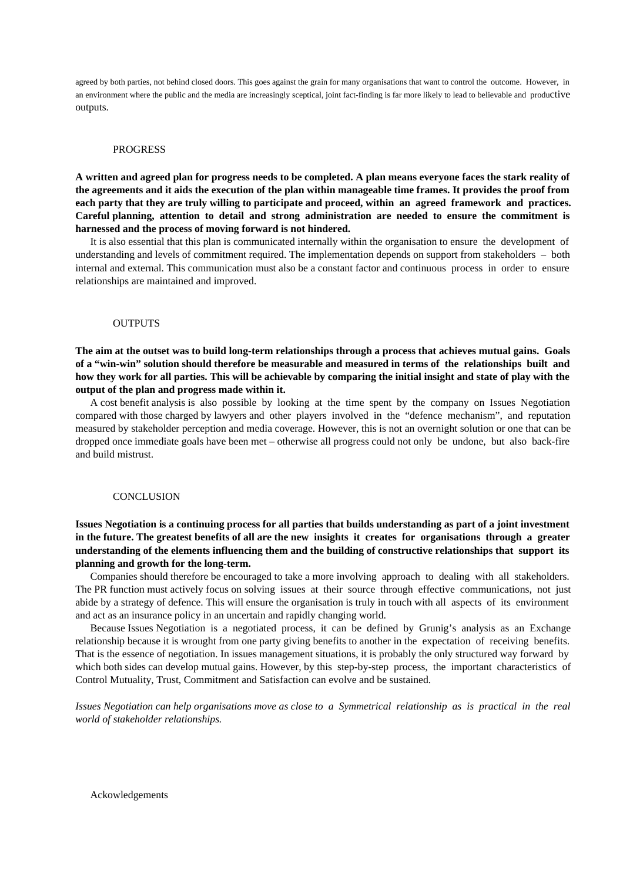agreed by both parties, not behind closed doors. This goes against the grain for many organisations that want to control the outcome. However, in an environment where the public and the media are increasingly sceptical, joint fact-finding is far more likely to lead to believable and productive outputs.

## PROGRESS

**A written and agreed plan for progress needs to be completed. A plan means everyone faces the stark reality of the agreements and it aids the execution of the plan within manageable time frames. It provides the proof from each party that they are truly willing to participate and proceed, within an agreed framework and practices. Careful planning, attention to detail and strong administration are needed to ensure the commitment is harnessed and the process of moving forward is not hindered.**

It is also essential that this plan is communicated internally within the organisation to ensure the development of understanding and levels of commitment required. The implementation depends on support from stakeholders – both internal and external. This communication must also be a constant factor and continuous process in order to ensure relationships are maintained and improved.

## OUTPUTS

**The aim at the outset was to build long-term relationships through a process that achieves mutual gains. Goals of a "win-win" solution should therefore be measurable and measured in terms of the relationships built and how they work for all parties. This will be achievable by comparing the initial insight and state of play with the output of the plan and progress made within it.**

A cost benefit analysis is also possible by looking at the time spent by the company on Issues Negotiation compared with those charged by lawyers and other players involved in the "defence mechanism", and reputation measured by stakeholder perception and media coverage. However, this is not an overnight solution or one that can be dropped once immediate goals have been met – otherwise all progress could not only be undone, but also back-fire and build mistrust.

## CONCLUSION

**Issues Negotiation is a continuing process for all parties that builds understanding as part of a joint investment in the future. The greatest benefits of all are the new insights it creates for organisations through a greater understanding of the elements influencing them and the building of constructive relationships that support its planning and growth for the long-term.**

Companies should therefore be encouraged to take a more involving approach to dealing with all stakeholders. The PR function must actively focus on solving issues at their source through effective communications, not just abide by a strategy of defence. This will ensure the organisation is truly in touch with all aspects of its environment and act as an insurance policy in an uncertain and rapidly changing world.

Because Issues Negotiation is a negotiated process, it can be defined by Grunig's analysis as an Exchange relationship because it is wrought from one party giving benefits to another in the expectation of receiving benefits. That is the essence of negotiation. In issues management situations, it is probably the only structured way forward by which both sides can develop mutual gains. However, by this step-by-step process, the important characteristics of Control Mutuality, Trust, Commitment and Satisfaction can evolve and be sustained.

*Issues Negotiation can help organisations move as close to a Symmetrical relationship as is practical in the real world of stakeholder relationships.*

Ackowledgements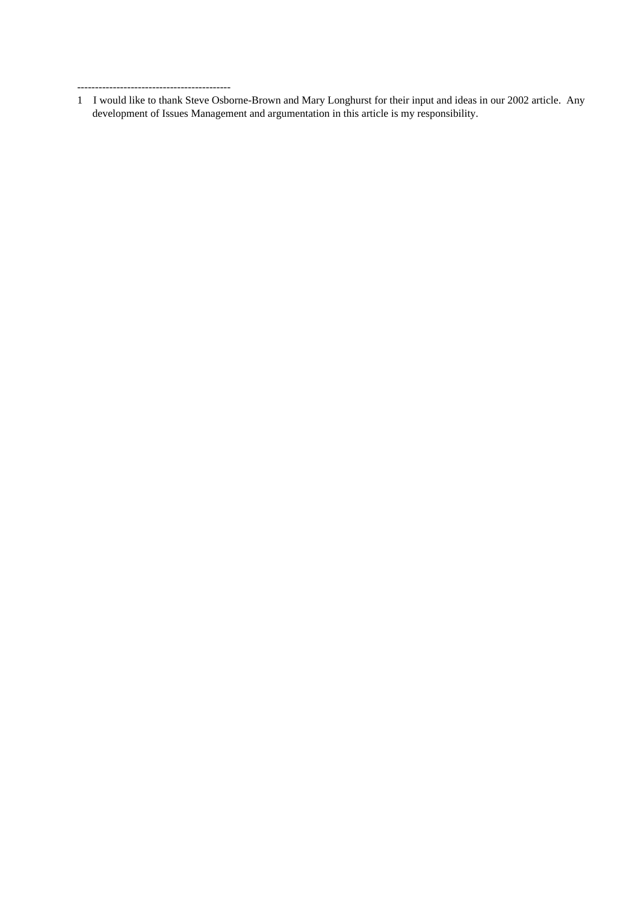---

[1] I would like to thank Steve Osborne-Brown and Mary Longhurst for their input and ideas in our 2002 article. Any development of Issues Management and argumentation in this article is my responsibility.